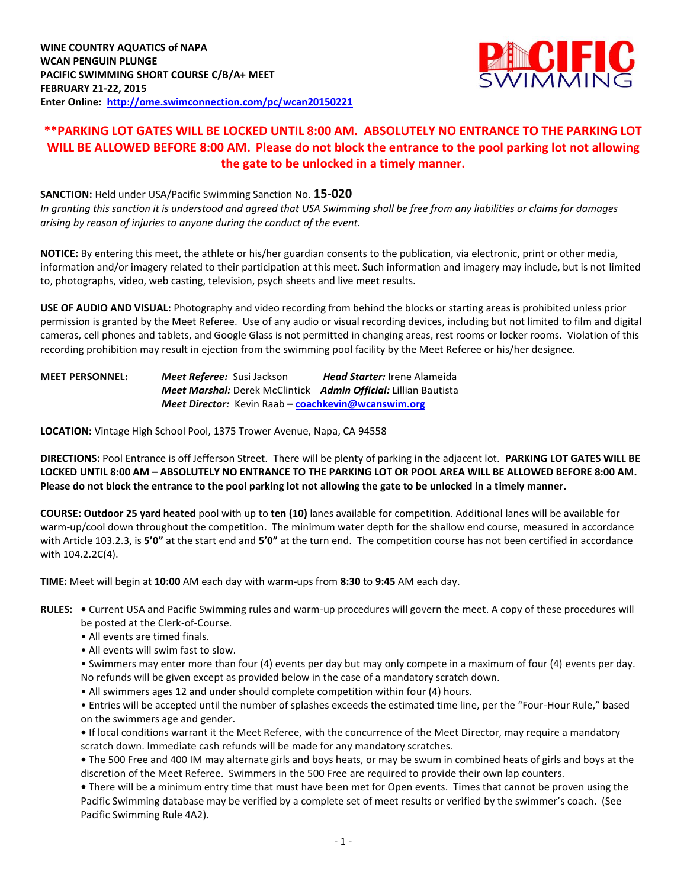**WINE COUNTRY AQUATICS of NAPA**
**WCAN PENGUIN PLUNGE**
**PACIFIC SWIMMING SHORT COURSE C/B/A+ MEET**
**FEBRUARY 21-22, 2015**
**Enter Online: [http://ome.swimconnection.com/pc/wcan20150221](http://ome.swimconnection.com/pc/wcan20150221)**

**\*\*PARKING LOT GATES WILL BE LOCKED UNTIL 8:00 AM. ABSOLUTELY NO ENTRANCE TO THE PARKING LOT WILL BE ALLOWED BEFORE 8:00 AM. Please do not block the entrance to the pool parking lot not allowing the gate to be unlocked in a timely manner.**

**SANCTION:** Held under USA/Pacific Swimming Sanction No. **15-020**
*In granting this sanction it is understood and agreed that USA Swimming shall be free from any liabilities or claims for damages arising by reason of injuries to anyone during the conduct of the event.*

**NOTICE:** By entering this meet, the athlete or his/her guardian consents to the publication, via electronic, print or other media, information and/or imagery related to their participation at this meet. Such information and imagery may include, but is not limited to, photographs, video, web casting, television, psych sheets and live meet results.

**USE OF AUDIO AND VISUAL:** Photography and video recording from behind the blocks or starting areas is prohibited unless prior permission is granted by the Meet Referee. Use of any audio or visual recording devices, including but not limited to film and digital cameras, cell phones and tablets, and Google Glass is not permitted in changing areas, rest rooms or locker rooms. Violation of this recording prohibition may result in ejection from the swimming pool facility by the Meet Referee or his/her designee.

**MEET PERSONNEL:**
***Meet Referee:*** Susi Jackson ***Head Starter:*** Irene Alameida
***Meet Marshal:*** Derek McClintick ***Admin Official:*** Lillian Bautista
***Meet Director:*** Kevin Raab – **coachkevin@wcanswim.org**

**LOCATION:** Vintage High School Pool, 1375 Trower Avenue, Napa, CA 94558

**DIRECTIONS:** Pool Entrance is off Jefferson Street. There will be plenty of parking in the adjacent lot. **PARKING LOT GATES WILL BE LOCKED UNTIL 8:00 AM – ABSOLUTELY NO ENTRANCE TO THE PARKING LOT OR POOL AREA WILL BE ALLOWED BEFORE 8:00 AM. Please do not block the entrance to the pool parking lot not allowing the gate to be unlocked in a timely manner.**

**COURSE: Outdoor 25 yard heated** pool with up to **ten (10)** lanes available for competition. Additional lanes will be available for warm-up/cool down throughout the competition. The minimum water depth for the shallow end course, measured in accordance with Article 103.2.3, is **5'0"** at the start end and **5'0"** at the turn end. The competition course has not been certified in accordance with 104.2.2C(4).

**TIME:** Meet will begin at **10:00** AM each day with warm-ups from **8:30** to **9:45** AM each day.

**RULES:**
- Current USA and Pacific Swimming rules and warm-up procedures will govern the meet. A copy of these procedures will be posted at the Clerk-of-Course.
- All events are timed finals.
- All events will swim fast to slow.
- Swimmers may enter more than four (4) events per day but may only compete in a maximum of four (4) events per day. No refunds will be given except as provided below in the case of a mandatory scratch down.
- All swimmers ages 12 and under should complete competition within four (4) hours.
- Entries will be accepted until the number of splashes exceeds the estimated time line, per the "Four-Hour Rule," based on the swimmers age and gender.
- If local conditions warrant it the Meet Referee, with the concurrence of the Meet Director, may require a mandatory scratch down. Immediate cash refunds will be made for any mandatory scratches.
- The 500 Free and 400 IM may alternate girls and boys heats, or may be swum in combined heats of girls and boys at the discretion of the Meet Referee. Swimmers in the 500 Free are required to provide their own lap counters.
- There will be a minimum entry time that must have been met for Open events. Times that cannot be proven using the Pacific Swimming database may be verified by a complete set of meet results or verified by the swimmer's coach. (See Pacific Swimming Rule 4A2).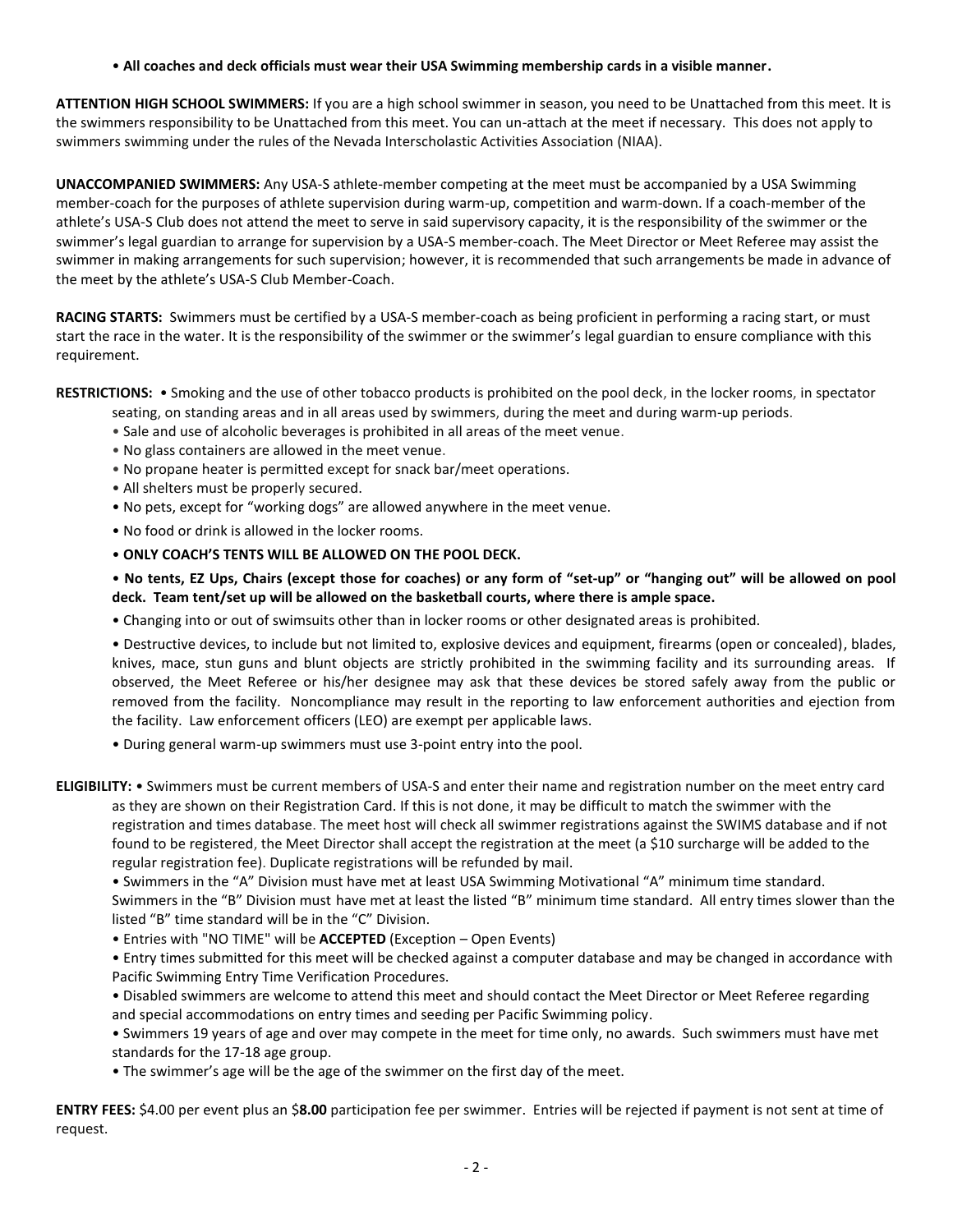- **All coaches and deck officials must wear their USA Swimming membership cards in a visible manner.**

**ATTENTION HIGH SCHOOL SWIMMERS:** If you are a high school swimmer in season, you need to be Unattached from this meet. It is the swimmers responsibility to be Unattached from this meet. You can un-attach at the meet if necessary. This does not apply to swimmers swimming under the rules of the Nevada Interscholastic Activities Association (NIAA).

**UNACCOMPANIED SWIMMERS:** Any USA-S athlete-member competing at the meet must be accompanied by a USA Swimming member-coach for the purposes of athlete supervision during warm-up, competition and warm-down. If a coach-member of the athlete's USA-S Club does not attend the meet to serve in said supervisory capacity, it is the responsibility of the swimmer or the swimmer's legal guardian to arrange for supervision by a USA-S member-coach. The Meet Director or Meet Referee may assist the swimmer in making arrangements for such supervision; however, it is recommended that such arrangements be made in advance of the meet by the athlete's USA-S Club Member-Coach.

**RACING STARTS:** Swimmers must be certified by a USA-S member-coach as being proficient in performing a racing start, or must start the race in the water. It is the responsibility of the swimmer or the swimmer's legal guardian to ensure compliance with this requirement.

**RESTRICTIONS:**

- Smoking and the use of other tobacco products is prohibited on the pool deck, in the locker rooms, in spectator seating, on standing areas and in all areas used by swimmers, during the meet and during warm-up periods.
- Sale and use of alcoholic beverages is prohibited in all areas of the meet venue.
- No glass containers are allowed in the meet venue.
- No propane heater is permitted except for snack bar/meet operations.
- All shelters must be properly secured.
- No pets, except for "working dogs" are allowed anywhere in the meet venue.
- No food or drink is allowed in the locker rooms.
- **ONLY COACH'S TENTS WILL BE ALLOWED ON THE POOL DECK.**
- **No tents, EZ Ups, Chairs (except those for coaches) or any form of "set-up" or "hanging out" will be allowed on pool deck. Team tent/set up will be allowed on the basketball courts, where there is ample space.**
- Changing into or out of swimsuits other than in locker rooms or other designated areas is prohibited.
- Destructive devices, to include but not limited to, explosive devices and equipment, firearms (open or concealed), blades, knives, mace, stun guns and blunt objects are strictly prohibited in the swimming facility and its surrounding areas. If observed, the Meet Referee or his/her designee may ask that these devices be stored safely away from the public or removed from the facility. Noncompliance may result in the reporting to law enforcement authorities and ejection from the facility. Law enforcement officers (LEO) are exempt per applicable laws.
- During general warm-up swimmers must use 3-point entry into the pool.

**ELIGIBILITY:**

- Swimmers must be current members of USA-S and enter their name and registration number on the meet entry card as they are shown on their Registration Card. If this is not done, it may be difficult to match the swimmer with the registration and times database. The meet host will check all swimmer registrations against the SWIMS database and if not found to be registered, the Meet Director shall accept the registration at the meet (a $10 surcharge will be added to the regular registration fee). Duplicate registrations will be refunded by mail.
- Swimmers in the "A" Division must have met at least USA Swimming Motivational "A" minimum time standard. Swimmers in the "B" Division must have met at least the listed "B" minimum time standard. All entry times slower than the listed "B" time standard will be in the "C" Division.
- Entries with "NO TIME" will be **ACCEPTED** (Exception – Open Events)
- Entry times submitted for this meet will be checked against a computer database and may be changed in accordance with Pacific Swimming Entry Time Verification Procedures.
- Disabled swimmers are welcome to attend this meet and should contact the Meet Director or Meet Referee regarding and special accommodations on entry times and seeding per Pacific Swimming policy.
- Swimmers 19 years of age and over may compete in the meet for time only, no awards. Such swimmers must have met standards for the 17-18 age group.
- The swimmer's age will be the age of the swimmer on the first day of the meet.

**ENTRY FEES:** $4.00 per event plus an $**8.00** participation fee per swimmer. Entries will be rejected if payment is not sent at time of request.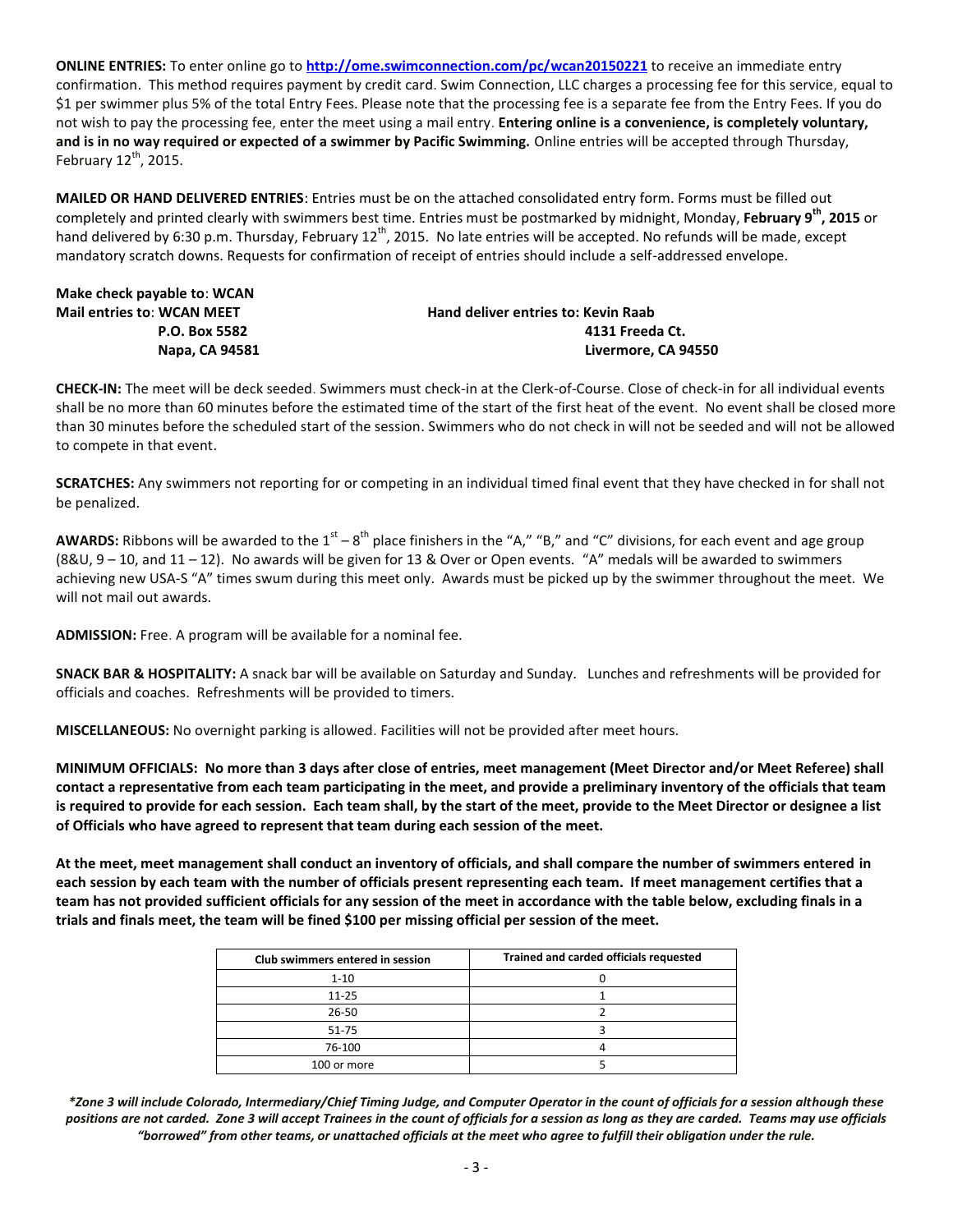**ONLINE ENTRIES:** To enter online go to **http://ome.swimconnection.com/pc/wcan20150221** to receive an immediate entry confirmation. This method requires payment by credit card. Swim Connection, LLC charges a processing fee for this service, equal to $1 per swimmer plus 5% of the total Entry Fees. Please note that the processing fee is a separate fee from the Entry Fees. If you do not wish to pay the processing fee, enter the meet using a mail entry. **Entering online is a convenience, is completely voluntary, and is in no way required or expected of a swimmer by Pacific Swimming.** Online entries will be accepted through Thursday, February 12th, 2015.

**MAILED OR HAND DELIVERED ENTRIES**: Entries must be on the attached consolidated entry form. Forms must be filled out completely and printed clearly with swimmers best time. Entries must be postmarked by midnight, Monday, **February 9th, 2015** or hand delivered by 6:30 p.m. Thursday, February 12th, 2015. No late entries will be accepted. No refunds will be made, except mandatory scratch downs. Requests for confirmation of receipt of entries should include a self-addressed envelope.

**Make check payable to**: **WCAN**

**Mail entries to**: **WCAN MEET**
**P.O. Box 5582**
**Napa, CA 94581**

**Hand deliver entries to: Kevin Raab**
**4131 Freeda Ct.**
**Livermore, CA 94550**

**CHECK-IN:** The meet will be deck seeded. Swimmers must check-in at the Clerk-of-Course. Close of check-in for all individual events shall be no more than 60 minutes before the estimated time of the start of the first heat of the event. No event shall be closed more than 30 minutes before the scheduled start of the session. Swimmers who do not check in will not be seeded and will not be allowed to compete in that event.

**SCRATCHES:** Any swimmers not reporting for or competing in an individual timed final event that they have checked in for shall not be penalized.

**AWARDS:** Ribbons will be awarded to the 1st – 8th place finishers in the "A," "B," and "C" divisions, for each event and age group (8&U, 9 – 10, and 11 – 12). No awards will be given for 13 & Over or Open events. "A" medals will be awarded to swimmers achieving new USA-S "A" times swum during this meet only. Awards must be picked up by the swimmer throughout the meet. We will not mail out awards.

**ADMISSION:** Free. A program will be available for a nominal fee.

**SNACK BAR & HOSPITALITY:** A snack bar will be available on Saturday and Sunday. Lunches and refreshments will be provided for officials and coaches. Refreshments will be provided to timers.

**MISCELLANEOUS:** No overnight parking is allowed. Facilities will not be provided after meet hours.

**MINIMUM OFFICIALS: No more than 3 days after close of entries, meet management (Meet Director and/or Meet Referee) shall contact a representative from each team participating in the meet, and provide a preliminary inventory of the officials that team is required to provide for each session. Each team shall, by the start of the meet, provide to the Meet Director or designee a list of Officials who have agreed to represent that team during each session of the meet.**

**At the meet, meet management shall conduct an inventory of officials, and shall compare the number of swimmers entered in each session by each team with the number of officials present representing each team. If meet management certifies that a team has not provided sufficient officials for any session of the meet in accordance with the table below, excluding finals in a trials and finals meet, the team will be fined $100 per missing official per session of the meet.**

| Club swimmers entered in session | Trained and carded officials requested |
|---|---|
| 1-10 | 0 |
| 11-25 | 1 |
| 26-50 | 2 |
| 51-75 | 3 |
| 76-100 | 4 |
| 100 or more | 5 |

***Zone 3 will include Colorado, Intermediary/Chief Timing Judge, and Computer Operator in the count of officials for a session although these positions are not carded. Zone 3 will accept Trainees in the count of officials for a session as long as they are carded. Teams may use officials "borrowed" from other teams, or unattached officials at the meet who agree to fulfill their obligation under the rule.***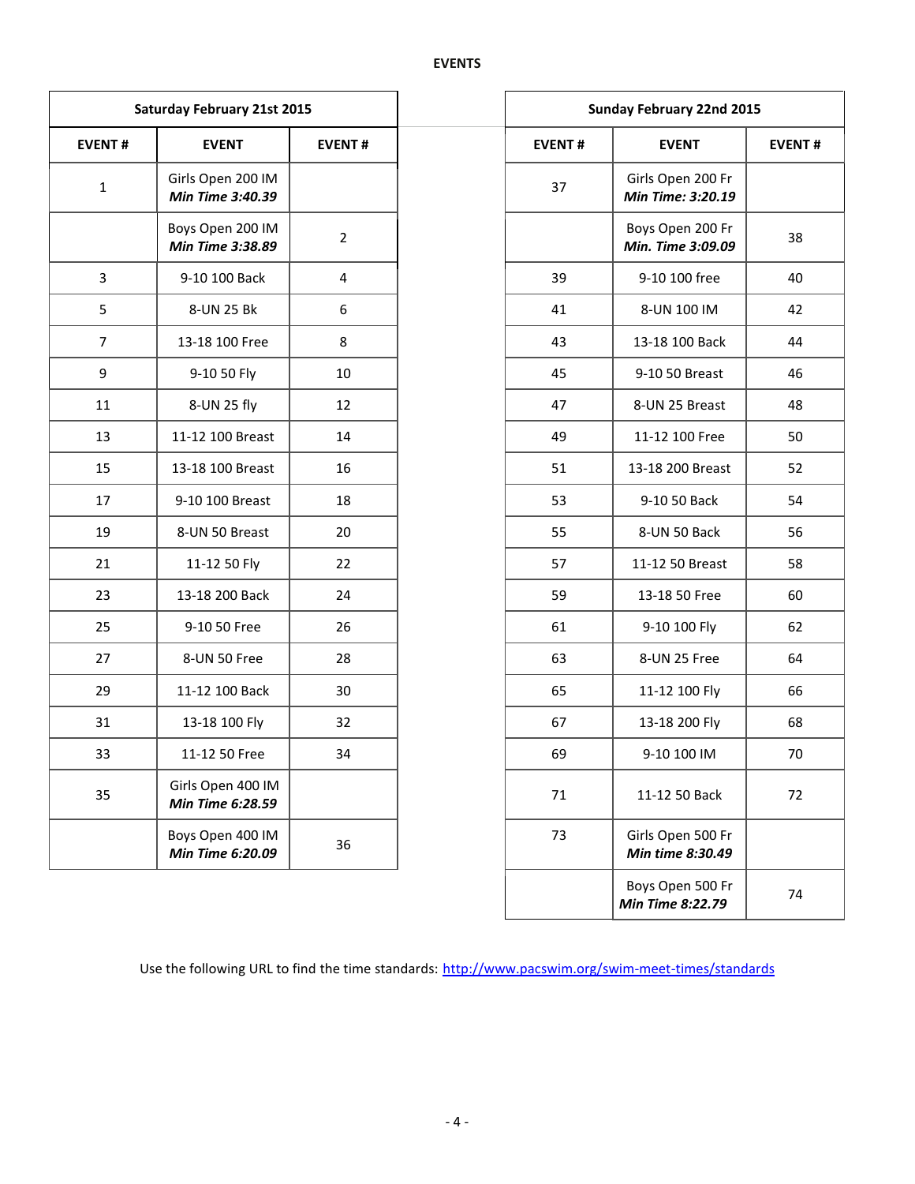# EVENTS

| Saturday February 21st 2015 | | |
|---|---|---|
| **EVENT #** | **EVENT** | **EVENT #** |
| 1 | Girls Open 200 IM ***Min Time 3:40.39*** | |
| | Boys Open 200 IM ***Min Time 3:38.89*** | 2 |
| 3 | 9-10 100 Back | 4 |
| 5 | 8-UN 25 Bk | 6 |
| 7 | 13-18 100 Free | 8 |
| 9 | 9-10 50 Fly | 10 |
| 11 | 8-UN 25 fly | 12 |
| 13 | 11-12 100 Breast | 14 |
| 15 | 13-18 100 Breast | 16 |
| 17 | 9-10 100 Breast | 18 |
| 19 | 8-UN 50 Breast | 20 |
| 21 | 11-12 50 Fly | 22 |
| 23 | 13-18 200 Back | 24 |
| 25 | 9-10 50 Free | 26 |
| 27 | 8-UN 50 Free | 28 |
| 29 | 11-12 100 Back | 30 |
| 31 | 13-18 100 Fly | 32 |
| 33 | 11-12 50 Free | 34 |
| 35 | Girls Open 400 IM ***Min Time 6:28.59*** | |
| | Boys Open 400 IM ***Min Time 6:20.09*** | 36 |

| Sunday February 22nd 2015 | | |
|---|---|---|
| **EVENT #** | **EVENT** | **EVENT #** |
| 37 | Girls Open 200 Fr ***Min Time: 3:20.19*** | |
| | Boys Open 200 Fr ***Min. Time 3:09.09*** | 38 |
| 39 | 9-10 100 free | 40 |
| 41 | 8-UN 100 IM | 42 |
| 43 | 13-18 100 Back | 44 |
| 45 | 9-10 50 Breast | 46 |
| 47 | 8-UN 25 Breast | 48 |
| 49 | 11-12 100 Free | 50 |
| 51 | 13-18 200 Breast | 52 |
| 53 | 9-10 50 Back | 54 |
| 55 | 8-UN 50 Back | 56 |
| 57 | 11-12 50 Breast | 58 |
| 59 | 13-18 50 Free | 60 |
| 61 | 9-10 100 Fly | 62 |
| 63 | 8-UN 25 Free | 64 |
| 65 | 11-12 100 Fly | 66 |
| 67 | 13-18 200 Fly | 68 |
| 69 | 9-10 100 IM | 70 |
| 71 | 11-12 50 Back | 72 |
| 73 | Girls Open 500 Fr ***Min time 8:30.49*** | |
| | Boys Open 500 Fr ***Min Time 8:22.79*** | 74 |

Use the following URL to find the time standards: http://www.pacswim.org/swim-meet-times/standards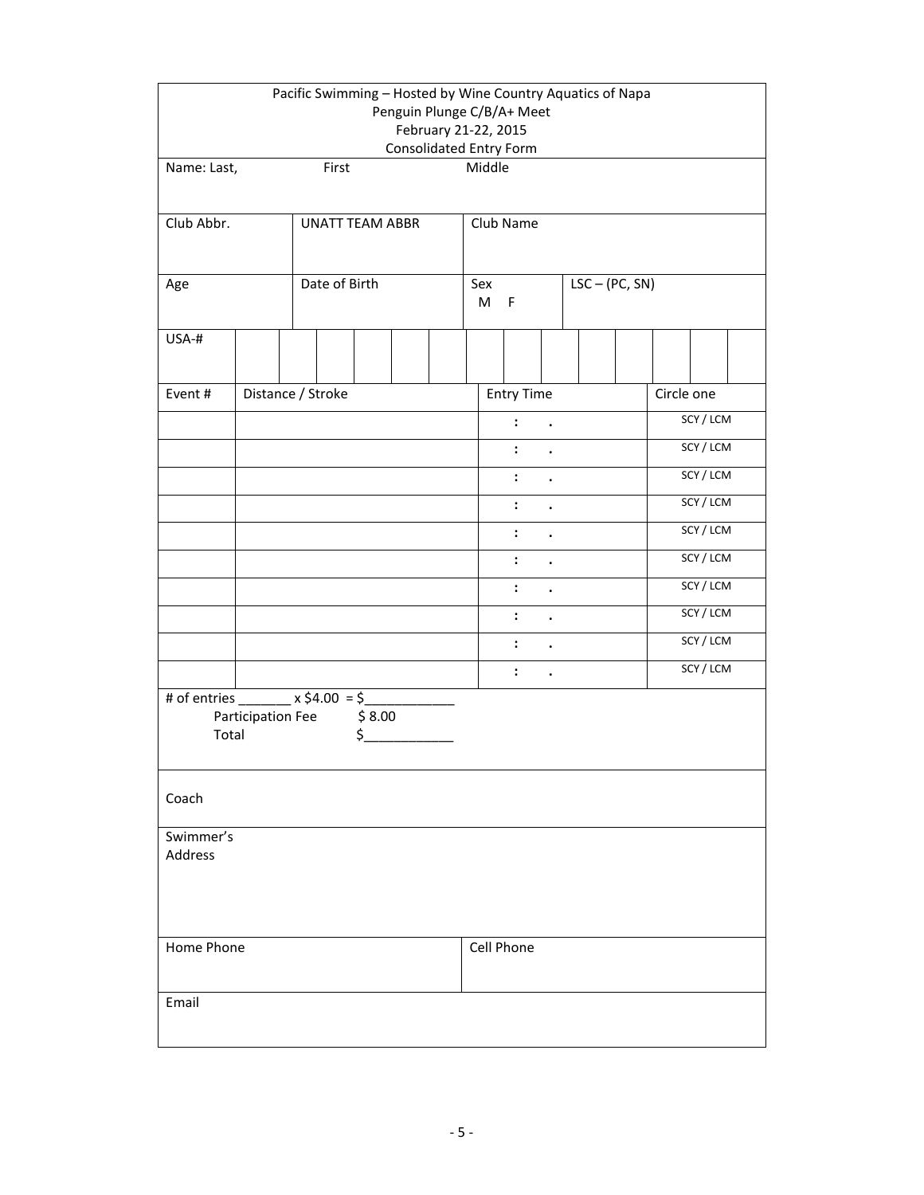Pacific Swimming – Hosted by Wine Country Aquatics of Napa
Penguin Plunge C/B/A+ Meet
February 21-22, 2015
Consolidated Entry Form

| Name: Last, | First | Middle |
|---|---|---|
| | | |

| Club Abbr. | UNATT TEAM ABBR | Club Name |
|---|---|---|
| | | |

| Age | Date of Birth | Sex M F | LSC – (PC, SN) |
|---|---|---|---|
| | | | |

| USA-# | | | | | | | | | | | | | | |
|---|---|---|---|---|---|---|---|---|---|---|---|---|---|---|

| Event # | Distance / Stroke | Entry Time | Circle one |
|---|---|---|---|
| | | : . | SCY / LCM |
| | | : . | SCY / LCM |
| | | : . | SCY / LCM |
| | | : . | SCY / LCM |
| | | : . | SCY / LCM |
| | | : . | SCY / LCM |
| | | : . | SCY / LCM |
| | | : . | SCY / LCM |
| | | : . | SCY / LCM |
| | | : . | SCY / LCM |

# of entries _______ x $4.00 = $____________
Participation Fee $ 8.00
Total $____________

Coach

Swimmer's Address

| Home Phone | Cell Phone |
|---|---|
| | |

Email